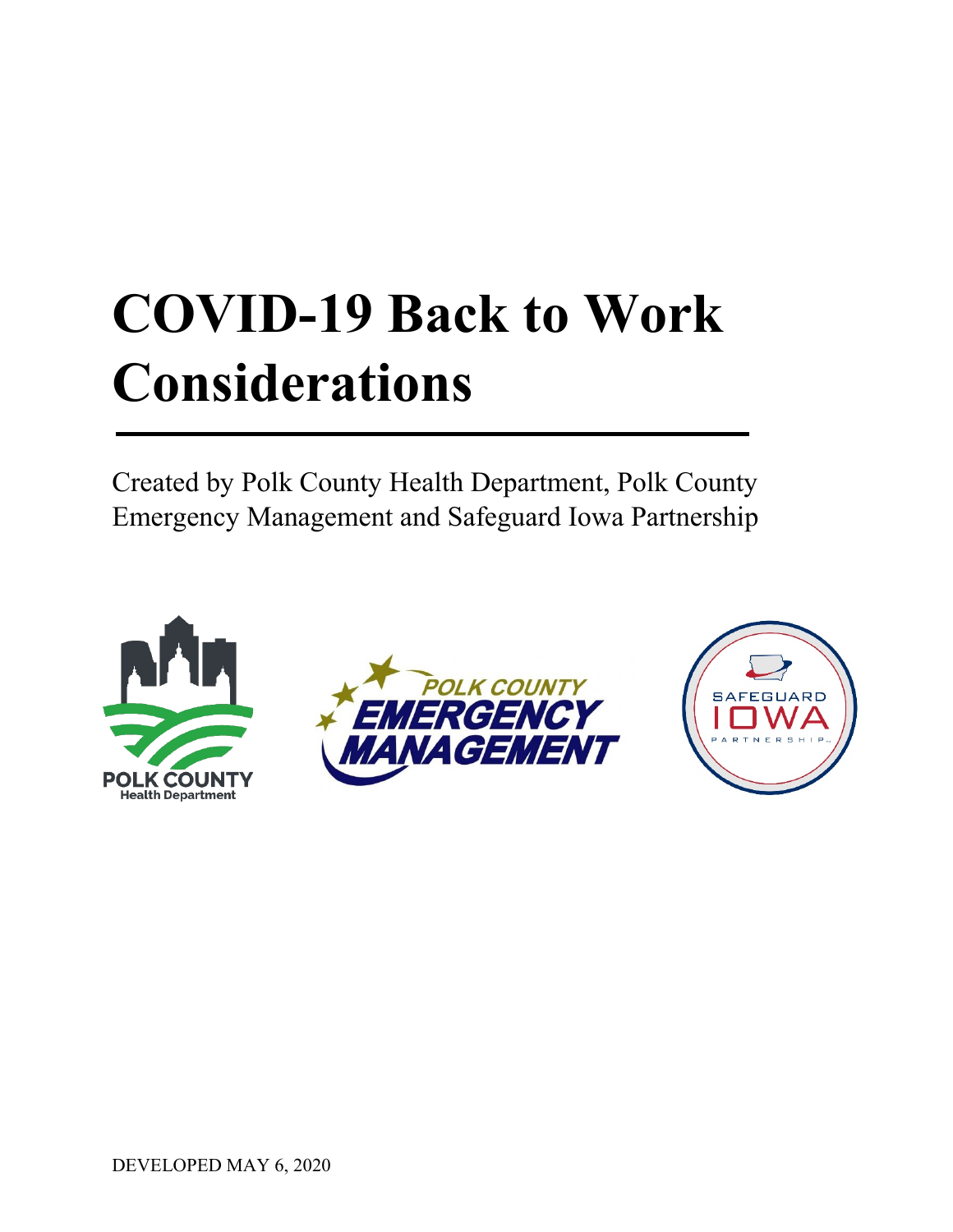# COVID-19 Back to Work Considerations

Created by Polk County Health Department, Polk County Emergency Management and Safeguard Iowa Partnership

DEVELOPED MAY 6, 2020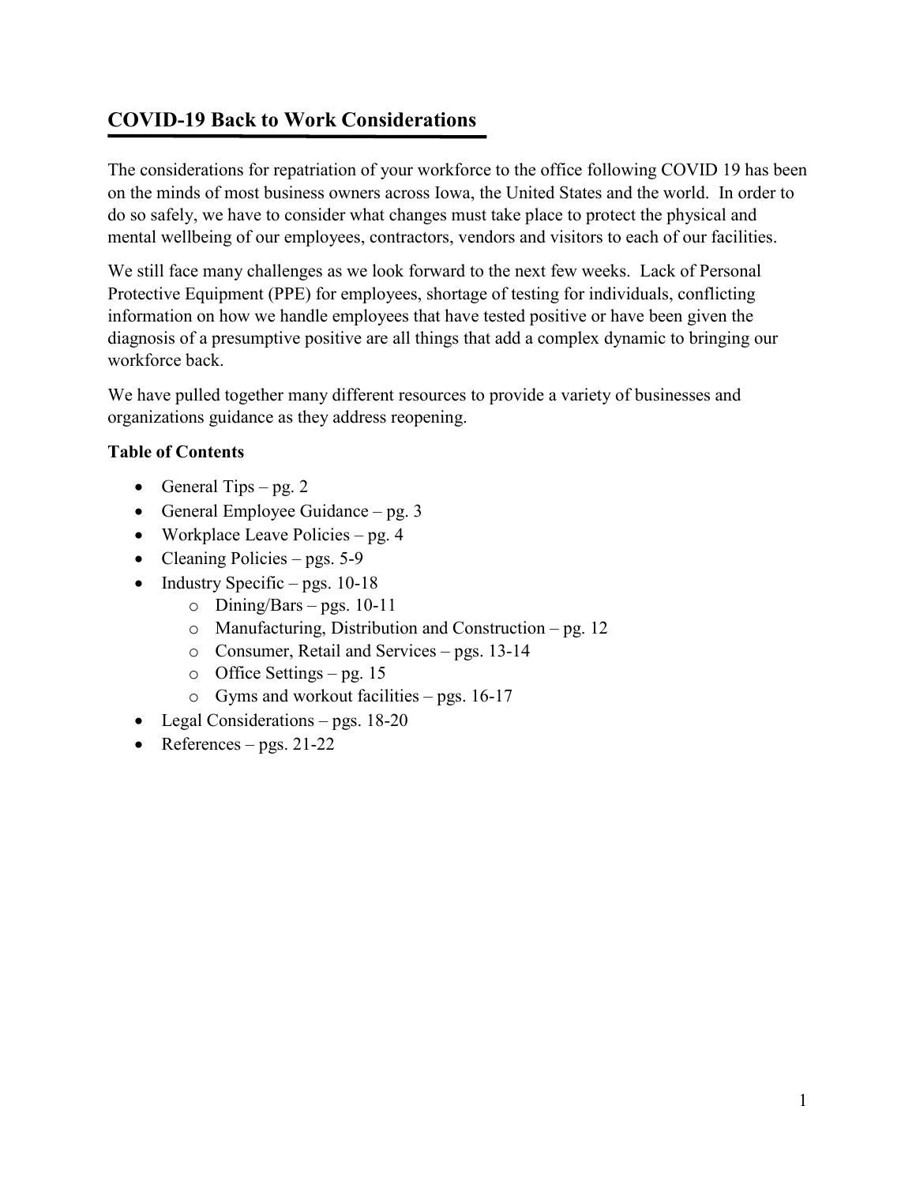# COVID-19 Back to Work Considerations

The considerations for repatriation of your workforce to the office following COVID 19 has been on the minds of most business owners across Iowa, the United States and the world. In order to do so safely, we have to consider what changes must take place to protect the physical and mental wellbeing of our employees, contractors, vendors and visitors to each of our facilities.

We still face many challenges as we look forward to the next few weeks. Lack of Personal Protective Equipment (PPE) for employees, shortage of testing for individuals, conflicting information on how we handle employees that have tested positive or have been given the diagnosis of a presumptive positive are all things that add a complex dynamic to bringing our workforce back.

We have pulled together many different resources to provide a variety of businesses and organizations guidance as they address reopening.

**Table of Contents**

- General Tips – pg. 2
- General Employee Guidance – pg. 3
- Workplace Leave Policies – pg. 4
- Cleaning Policies – pgs. 5-9
- Industry Specific – pgs. 10-18
    - Dining/Bars – pgs. 10-11
    - Manufacturing, Distribution and Construction – pg. 12
    - Consumer, Retail and Services – pgs. 13-14
    - Office Settings – pg. 15
    - Gyms and workout facilities – pgs. 16-17
- Legal Considerations – pgs. 18-20
- References – pgs. 21-22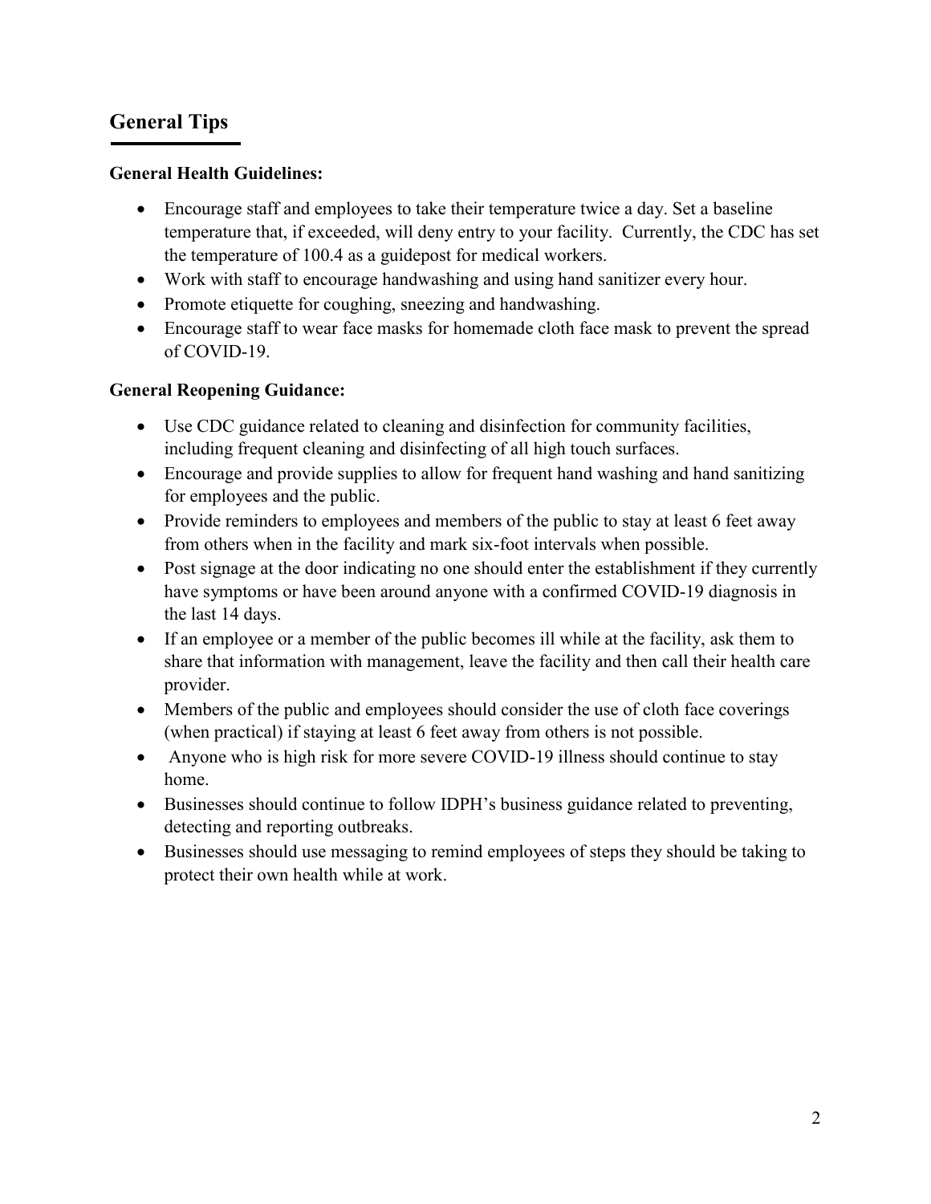## General Tips

**General Health Guidelines:**

- Encourage staff and employees to take their temperature twice a day. Set a baseline temperature that, if exceeded, will deny entry to your facility. Currently, the CDC has set the temperature of 100.4 as a guidepost for medical workers.
- Work with staff to encourage handwashing and using hand sanitizer every hour.
- Promote etiquette for coughing, sneezing and handwashing.
- Encourage staff to wear face masks for homemade cloth face mask to prevent the spread of COVID-19.

**General Reopening Guidance:**

- Use CDC guidance related to cleaning and disinfection for community facilities, including frequent cleaning and disinfecting of all high touch surfaces.
- Encourage and provide supplies to allow for frequent hand washing and hand sanitizing for employees and the public.
- Provide reminders to employees and members of the public to stay at least 6 feet away from others when in the facility and mark six-foot intervals when possible.
- Post signage at the door indicating no one should enter the establishment if they currently have symptoms or have been around anyone with a confirmed COVID-19 diagnosis in the last 14 days.
- If an employee or a member of the public becomes ill while at the facility, ask them to share that information with management, leave the facility and then call their health care provider.
- Members of the public and employees should consider the use of cloth face coverings (when practical) if staying at least 6 feet away from others is not possible.
- Anyone who is high risk for more severe COVID-19 illness should continue to stay home.
- Businesses should continue to follow IDPH's business guidance related to preventing, detecting and reporting outbreaks.
- Businesses should use messaging to remind employees of steps they should be taking to protect their own health while at work.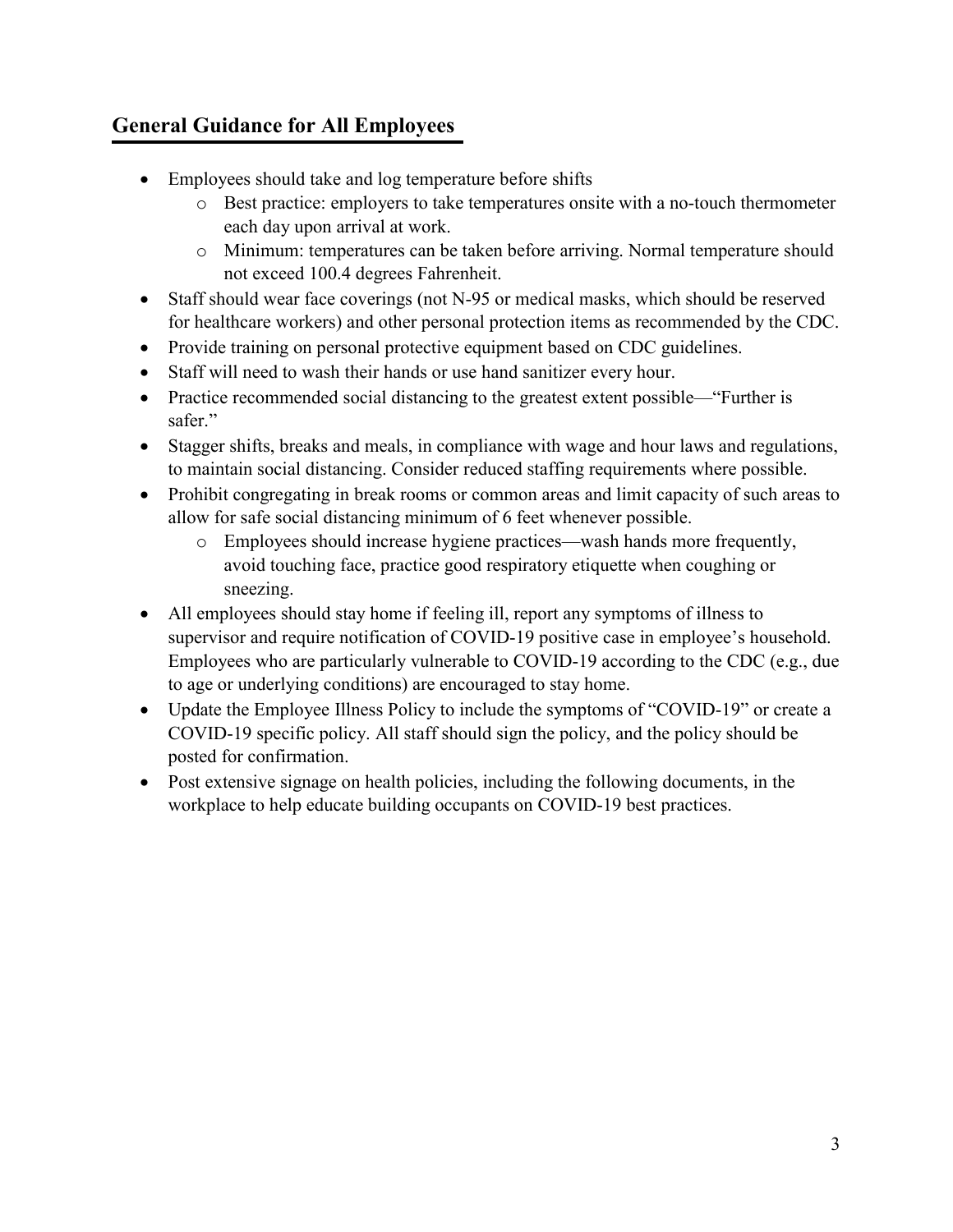## General Guidance for All Employees

- Employees should take and log temperature before shifts
  - Best practice: employers to take temperatures onsite with a no-touch thermometer each day upon arrival at work.
  - Minimum: temperatures can be taken before arriving. Normal temperature should not exceed 100.4 degrees Fahrenheit.
- Staff should wear face coverings (not N-95 or medical masks, which should be reserved for healthcare workers) and other personal protection items as recommended by the CDC.
- Provide training on personal protective equipment based on CDC guidelines.
- Staff will need to wash their hands or use hand sanitizer every hour.
- Practice recommended social distancing to the greatest extent possible—"Further is safer."
- Stagger shifts, breaks and meals, in compliance with wage and hour laws and regulations, to maintain social distancing. Consider reduced staffing requirements where possible.
- Prohibit congregating in break rooms or common areas and limit capacity of such areas to allow for safe social distancing minimum of 6 feet whenever possible.
  - Employees should increase hygiene practices—wash hands more frequently, avoid touching face, practice good respiratory etiquette when coughing or sneezing.
- All employees should stay home if feeling ill, report any symptoms of illness to supervisor and require notification of COVID-19 positive case in employee's household. Employees who are particularly vulnerable to COVID-19 according to the CDC (e.g., due to age or underlying conditions) are encouraged to stay home.
- Update the Employee Illness Policy to include the symptoms of "COVID-19" or create a COVID-19 specific policy. All staff should sign the policy, and the policy should be posted for confirmation.
- Post extensive signage on health policies, including the following documents, in the workplace to help educate building occupants on COVID-19 best practices.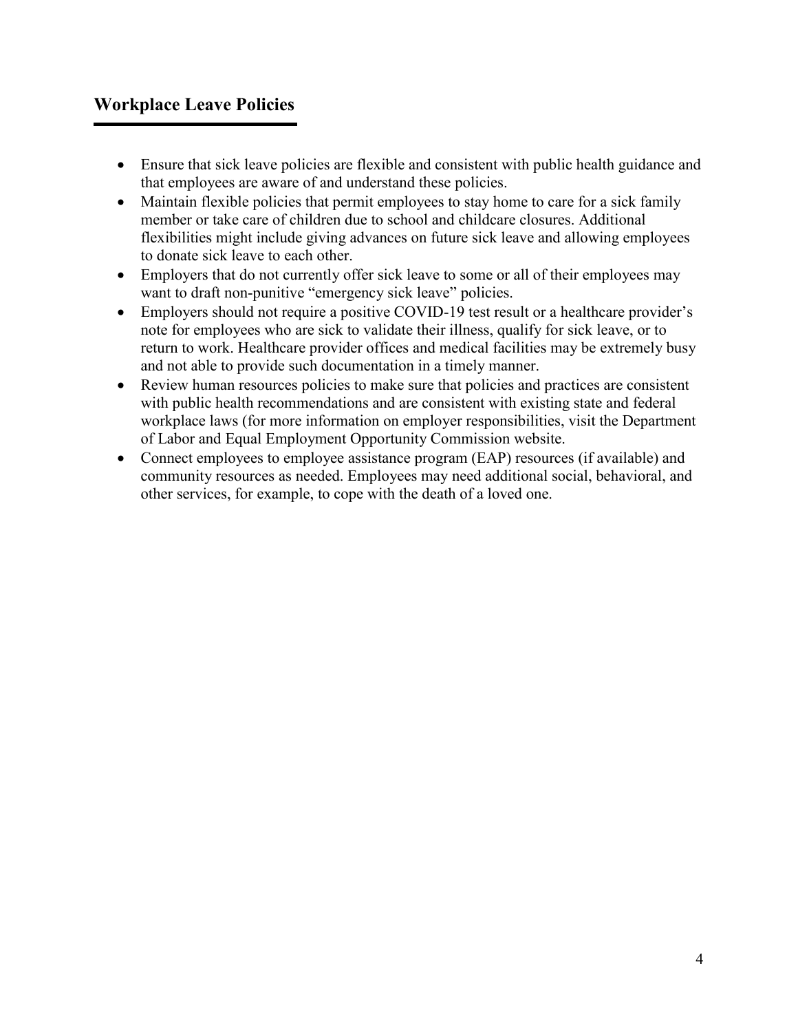## Workplace Leave Policies

- Ensure that sick leave policies are flexible and consistent with public health guidance and that employees are aware of and understand these policies.
- Maintain flexible policies that permit employees to stay home to care for a sick family member or take care of children due to school and childcare closures. Additional flexibilities might include giving advances on future sick leave and allowing employees to donate sick leave to each other.
- Employers that do not currently offer sick leave to some or all of their employees may want to draft non-punitive "emergency sick leave" policies.
- Employers should not require a positive COVID-19 test result or a healthcare provider's note for employees who are sick to validate their illness, qualify for sick leave, or to return to work. Healthcare provider offices and medical facilities may be extremely busy and not able to provide such documentation in a timely manner.
- Review human resources policies to make sure that policies and practices are consistent with public health recommendations and are consistent with existing state and federal workplace laws (for more information on employer responsibilities, visit the Department of Labor and Equal Employment Opportunity Commission website.
- Connect employees to employee assistance program (EAP) resources (if available) and community resources as needed. Employees may need additional social, behavioral, and other services, for example, to cope with the death of a loved one.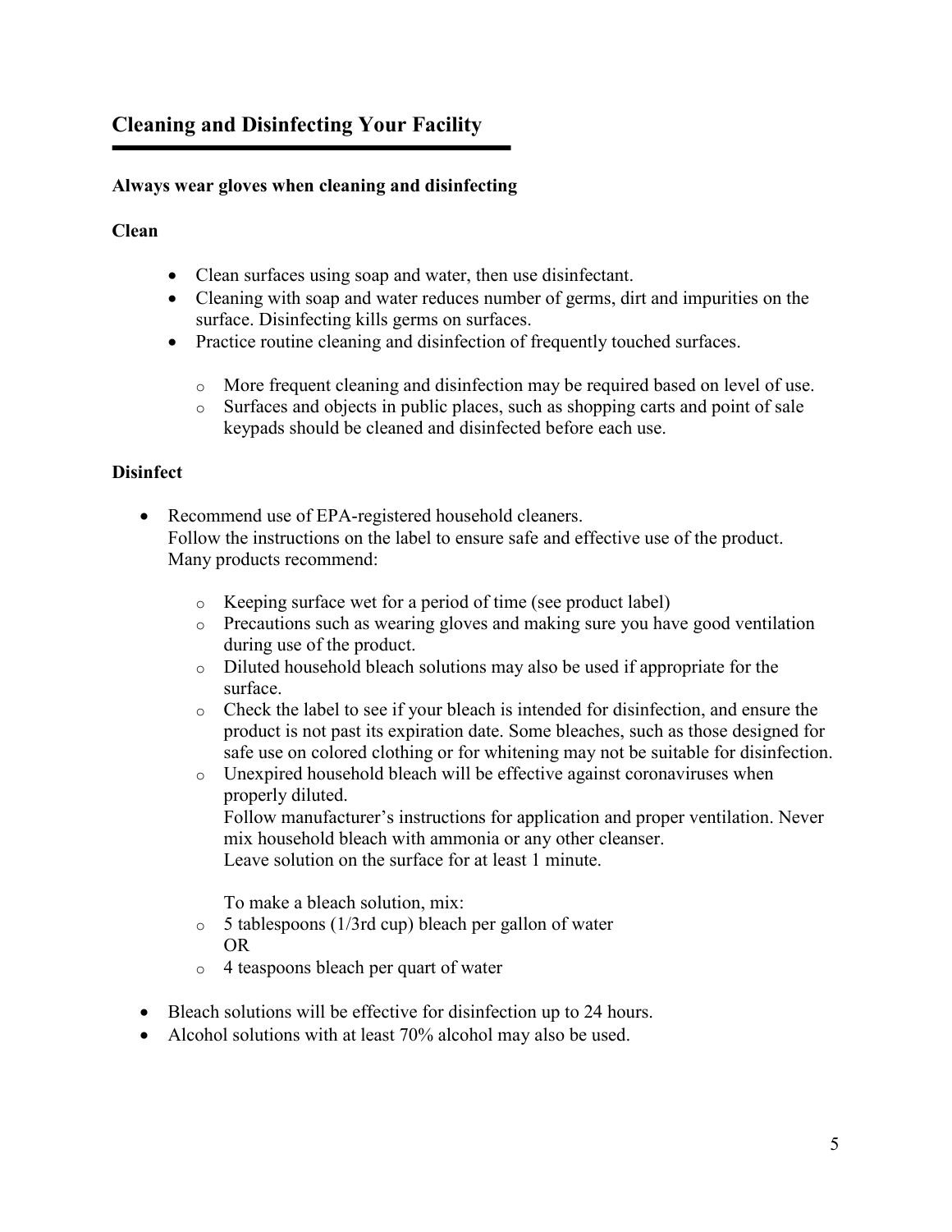## Cleaning and Disinfecting Your Facility

**Always wear gloves when cleaning and disinfecting**

**Clean**

- Clean surfaces using soap and water, then use disinfectant.
- Cleaning with soap and water reduces number of germs, dirt and impurities on the surface. Disinfecting kills germs on surfaces.
- Practice routine cleaning and disinfection of frequently touched surfaces.
  - More frequent cleaning and disinfection may be required based on level of use.
  - Surfaces and objects in public places, such as shopping carts and point of sale keypads should be cleaned and disinfected before each use.

**Disinfect**

- Recommend use of EPA-registered household cleaners.
  Follow the instructions on the label to ensure safe and effective use of the product.
  Many products recommend:
  - Keeping surface wet for a period of time (see product label)
  - Precautions such as wearing gloves and making sure you have good ventilation during use of the product.
  - Diluted household bleach solutions may also be used if appropriate for the surface.
  - Check the label to see if your bleach is intended for disinfection, and ensure the product is not past its expiration date. Some bleaches, such as those designed for safe use on colored clothing or for whitening may not be suitable for disinfection.
  - Unexpired household bleach will be effective against coronaviruses when properly diluted.
    Follow manufacturer's instructions for application and proper ventilation. Never mix household bleach with ammonia or any other cleanser.
    Leave solution on the surface for at least 1 minute.

    To make a bleach solution, mix:
  - 5 tablespoons (1/3rd cup) bleach per gallon of water
    OR
  - 4 teaspoons bleach per quart of water
- Bleach solutions will be effective for disinfection up to 24 hours.
- Alcohol solutions with at least 70% alcohol may also be used.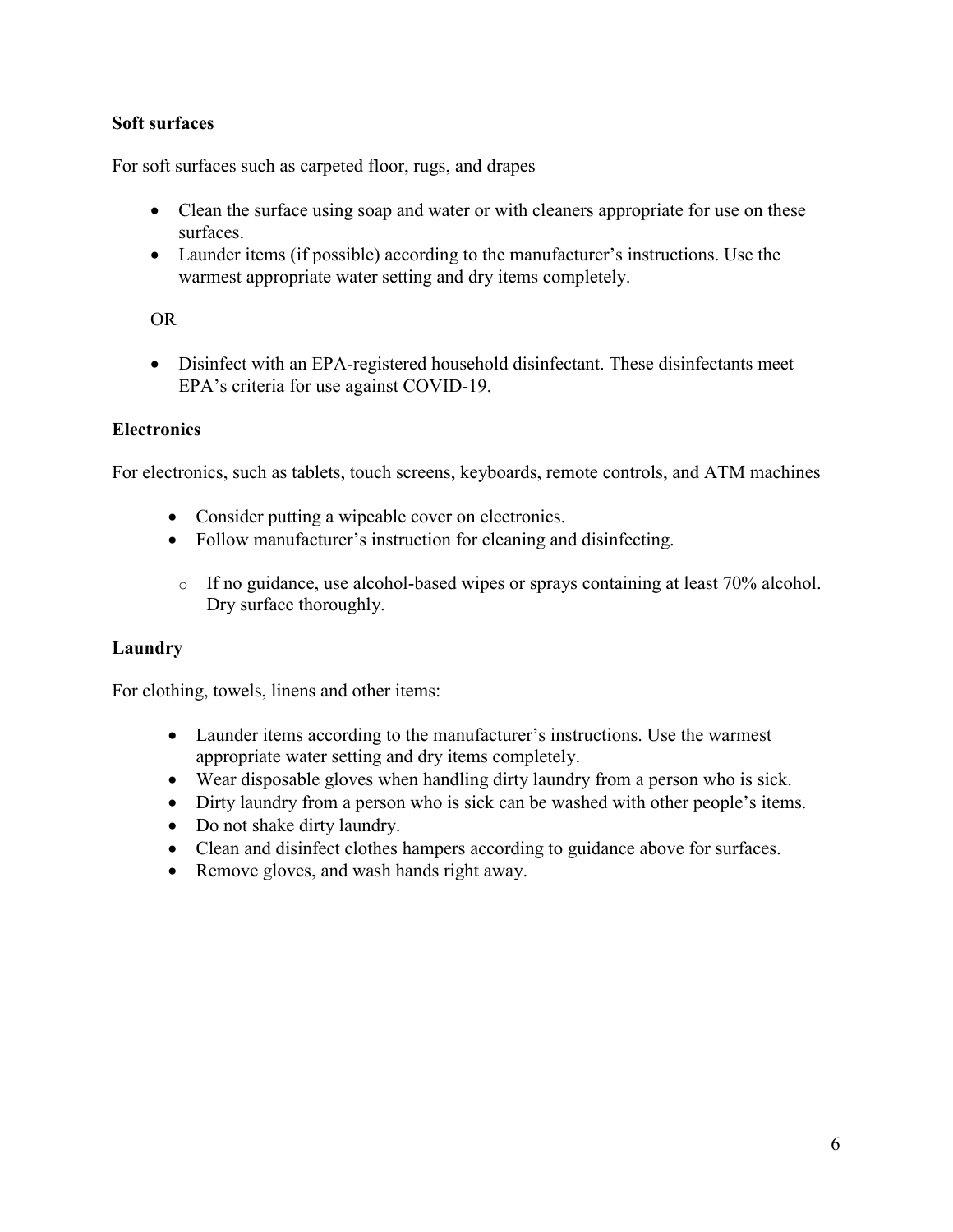### Soft surfaces

For soft surfaces such as carpeted floor, rugs, and drapes

- Clean the surface using soap and water or with cleaners appropriate for use on these surfaces.
- Launder items (if possible) according to the manufacturer's instructions. Use the warmest appropriate water setting and dry items completely.

OR

- Disinfect with an EPA-registered household disinfectant. These disinfectants meet EPA's criteria for use against COVID-19.

### Electronics

For electronics, such as tablets, touch screens, keyboards, remote controls, and ATM machines

- Consider putting a wipeable cover on electronics.
- Follow manufacturer's instruction for cleaning and disinfecting.
  - If no guidance, use alcohol-based wipes or sprays containing at least 70% alcohol. Dry surface thoroughly.

### Laundry

For clothing, towels, linens and other items:

- Launder items according to the manufacturer's instructions. Use the warmest appropriate water setting and dry items completely.
- Wear disposable gloves when handling dirty laundry from a person who is sick.
- Dirty laundry from a person who is sick can be washed with other people's items.
- Do not shake dirty laundry.
- Clean and disinfect clothes hampers according to guidance above for surfaces.
- Remove gloves, and wash hands right away.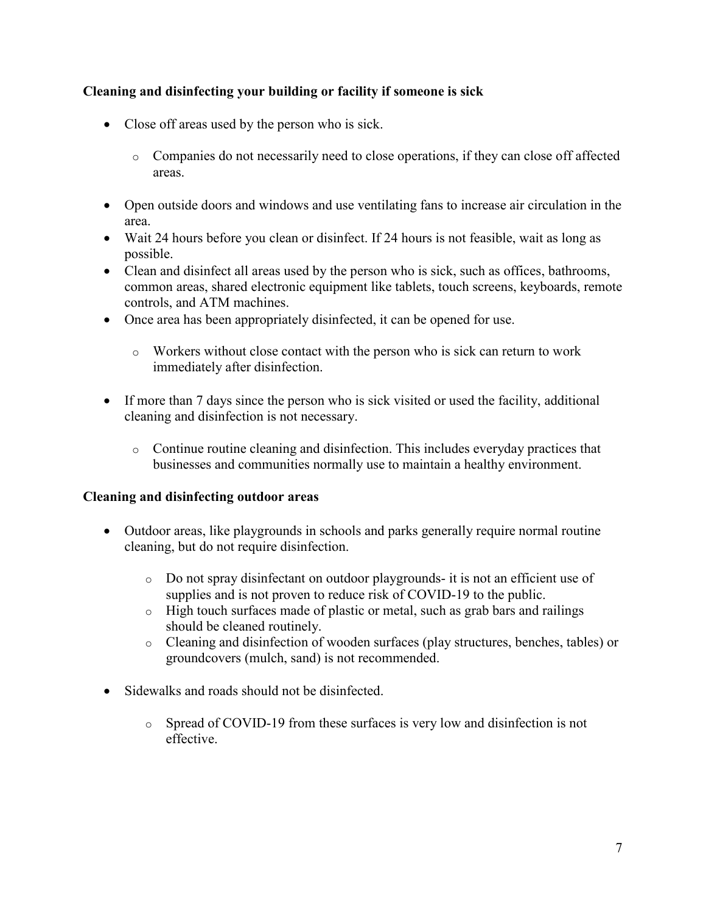**Cleaning and disinfecting your building or facility if someone is sick**

- Close off areas used by the person who is sick.
  - Companies do not necessarily need to close operations, if they can close off affected areas.
- Open outside doors and windows and use ventilating fans to increase air circulation in the area.
- Wait 24 hours before you clean or disinfect. If 24 hours is not feasible, wait as long as possible.
- Clean and disinfect all areas used by the person who is sick, such as offices, bathrooms, common areas, shared electronic equipment like tablets, touch screens, keyboards, remote controls, and ATM machines.
- Once area has been appropriately disinfected, it can be opened for use.
  - Workers without close contact with the person who is sick can return to work immediately after disinfection.
- If more than 7 days since the person who is sick visited or used the facility, additional cleaning and disinfection is not necessary.
  - Continue routine cleaning and disinfection. This includes everyday practices that businesses and communities normally use to maintain a healthy environment.

**Cleaning and disinfecting outdoor areas**

- Outdoor areas, like playgrounds in schools and parks generally require normal routine cleaning, but do not require disinfection.
  - Do not spray disinfectant on outdoor playgrounds- it is not an efficient use of supplies and is not proven to reduce risk of COVID-19 to the public.
  - High touch surfaces made of plastic or metal, such as grab bars and railings should be cleaned routinely.
  - Cleaning and disinfection of wooden surfaces (play structures, benches, tables) or groundcovers (mulch, sand) is not recommended.
- Sidewalks and roads should not be disinfected.
  - Spread of COVID-19 from these surfaces is very low and disinfection is not effective.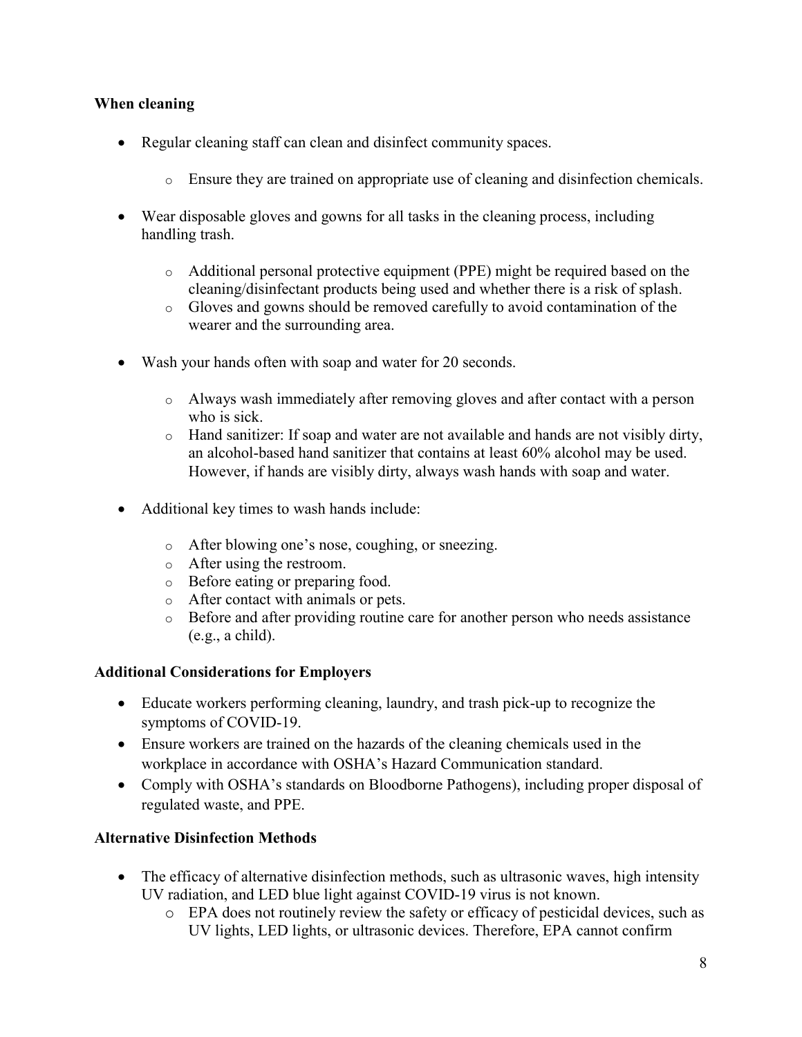### When cleaning

- Regular cleaning staff can clean and disinfect community spaces.
    - Ensure they are trained on appropriate use of cleaning and disinfection chemicals.
- Wear disposable gloves and gowns for all tasks in the cleaning process, including handling trash.
    - Additional personal protective equipment (PPE) might be required based on the cleaning/disinfectant products being used and whether there is a risk of splash.
    - Gloves and gowns should be removed carefully to avoid contamination of the wearer and the surrounding area.
- Wash your hands often with soap and water for 20 seconds.
    - Always wash immediately after removing gloves and after contact with a person who is sick.
    - Hand sanitizer: If soap and water are not available and hands are not visibly dirty, an alcohol-based hand sanitizer that contains at least 60% alcohol may be used. However, if hands are visibly dirty, always wash hands with soap and water.
- Additional key times to wash hands include:
    - After blowing one's nose, coughing, or sneezing.
    - After using the restroom.
    - Before eating or preparing food.
    - After contact with animals or pets.
    - Before and after providing routine care for another person who needs assistance (e.g., a child).

### Additional Considerations for Employers

- Educate workers performing cleaning, laundry, and trash pick-up to recognize the symptoms of COVID-19.
- Ensure workers are trained on the hazards of the cleaning chemicals used in the workplace in accordance with OSHA's Hazard Communication standard.
- Comply with OSHA's standards on Bloodborne Pathogens), including proper disposal of regulated waste, and PPE.

### Alternative Disinfection Methods

- The efficacy of alternative disinfection methods, such as ultrasonic waves, high intensity UV radiation, and LED blue light against COVID-19 virus is not known.
    - EPA does not routinely review the safety or efficacy of pesticidal devices, such as UV lights, LED lights, or ultrasonic devices. Therefore, EPA cannot confirm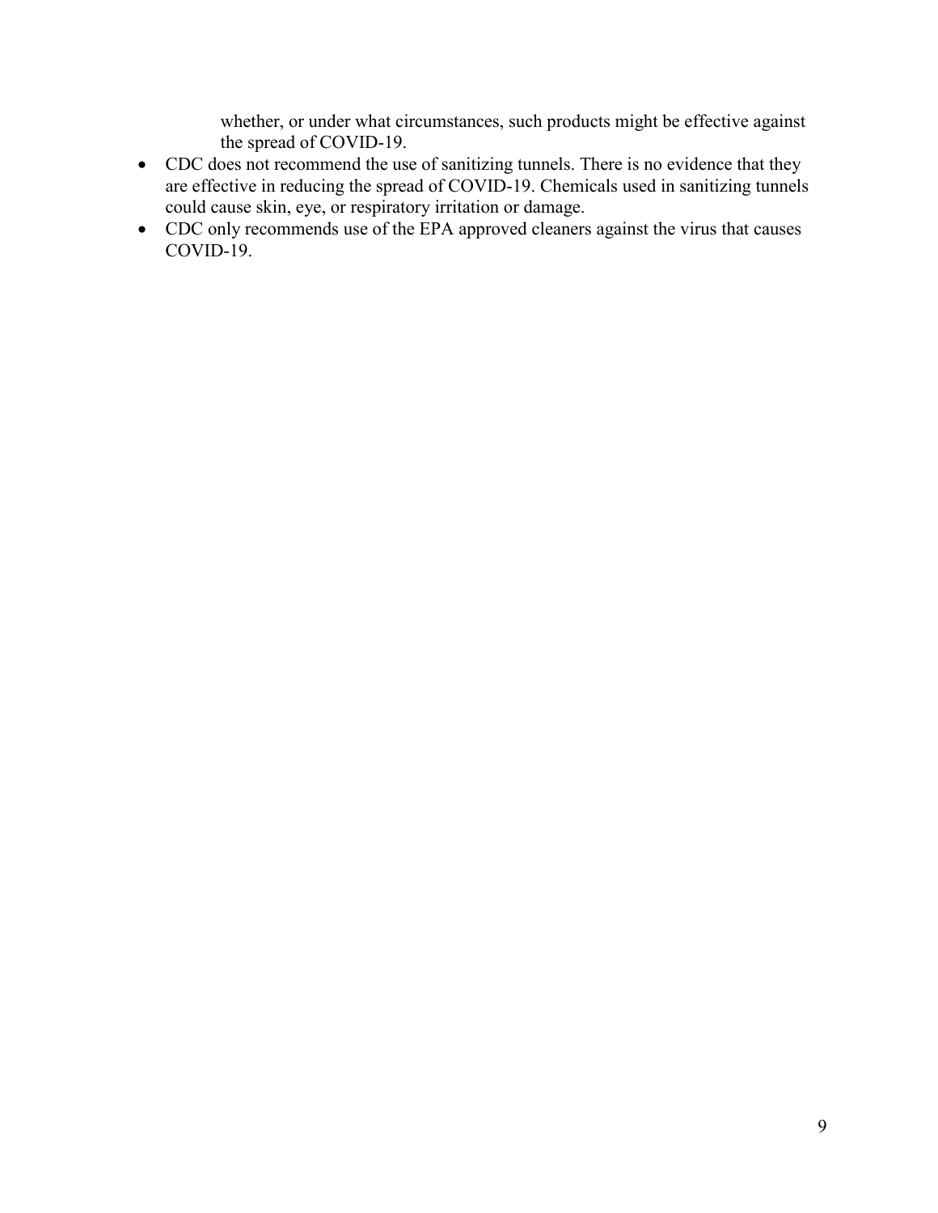whether, or under what circumstances, such products might be effective against the spread of COVID-19.

- CDC does not recommend the use of sanitizing tunnels. There is no evidence that they are effective in reducing the spread of COVID-19. Chemicals used in sanitizing tunnels could cause skin, eye, or respiratory irritation or damage.
- CDC only recommends use of the EPA approved cleaners against the virus that causes COVID-19.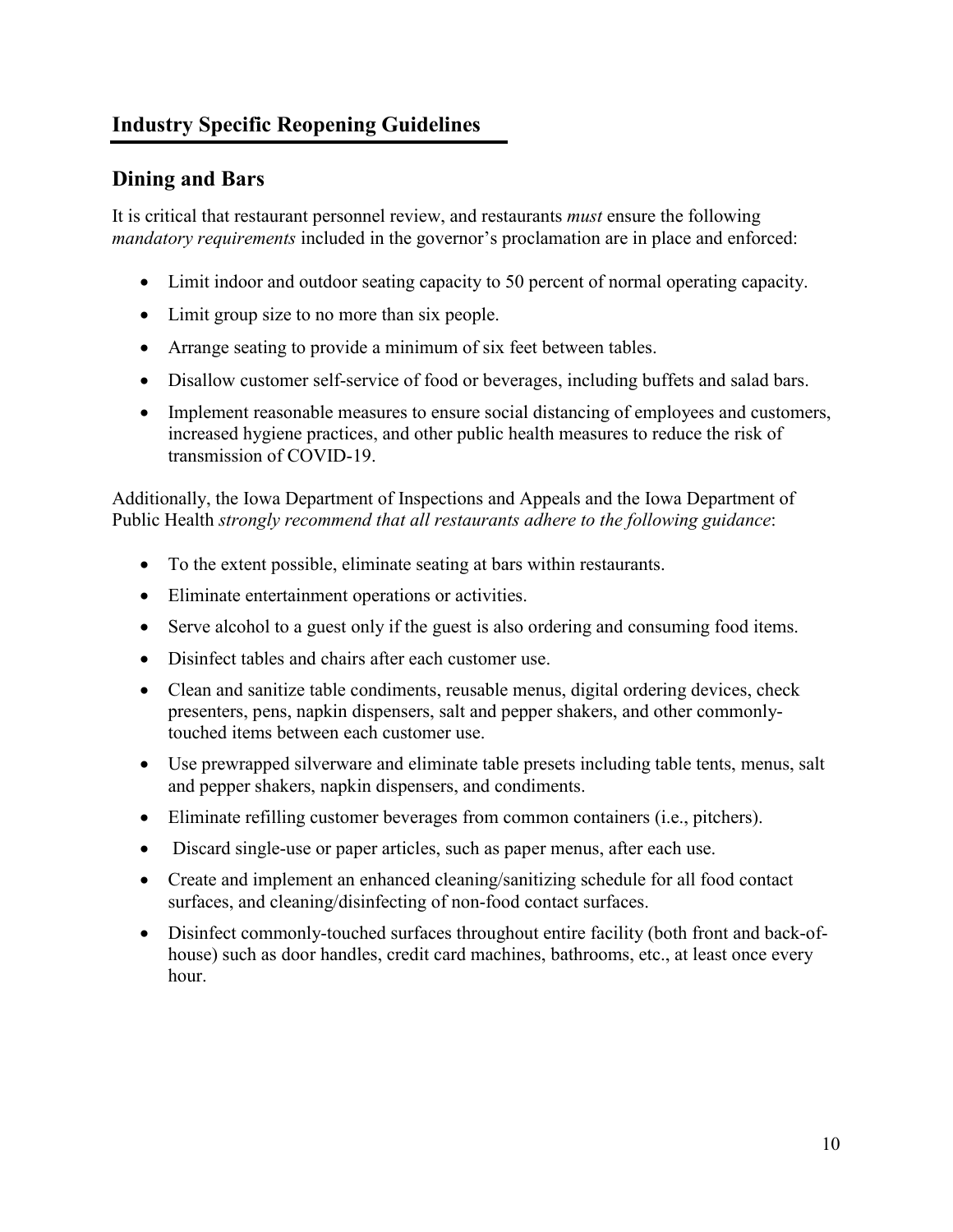## Industry Specific Reopening Guidelines

### Dining and Bars

It is critical that restaurant personnel review, and restaurants *must* ensure the following *mandatory requirements* included in the governor's proclamation are in place and enforced:

- Limit indoor and outdoor seating capacity to 50 percent of normal operating capacity.
- Limit group size to no more than six people.
- Arrange seating to provide a minimum of six feet between tables.
- Disallow customer self-service of food or beverages, including buffets and salad bars.
- Implement reasonable measures to ensure social distancing of employees and customers, increased hygiene practices, and other public health measures to reduce the risk of transmission of COVID-19.

Additionally, the Iowa Department of Inspections and Appeals and the Iowa Department of Public Health *strongly recommend that all restaurants adhere to the following guidance*:

- To the extent possible, eliminate seating at bars within restaurants.
- Eliminate entertainment operations or activities.
- Serve alcohol to a guest only if the guest is also ordering and consuming food items.
- Disinfect tables and chairs after each customer use.
- Clean and sanitize table condiments, reusable menus, digital ordering devices, check presenters, pens, napkin dispensers, salt and pepper shakers, and other commonly-touched items between each customer use.
- Use prewrapped silverware and eliminate table presets including table tents, menus, salt and pepper shakers, napkin dispensers, and condiments.
- Eliminate refilling customer beverages from common containers (i.e., pitchers).
- Discard single-use or paper articles, such as paper menus, after each use.
- Create and implement an enhanced cleaning/sanitizing schedule for all food contact surfaces, and cleaning/disinfecting of non-food contact surfaces.
- Disinfect commonly-touched surfaces throughout entire facility (both front and back-of-house) such as door handles, credit card machines, bathrooms, etc., at least once every hour.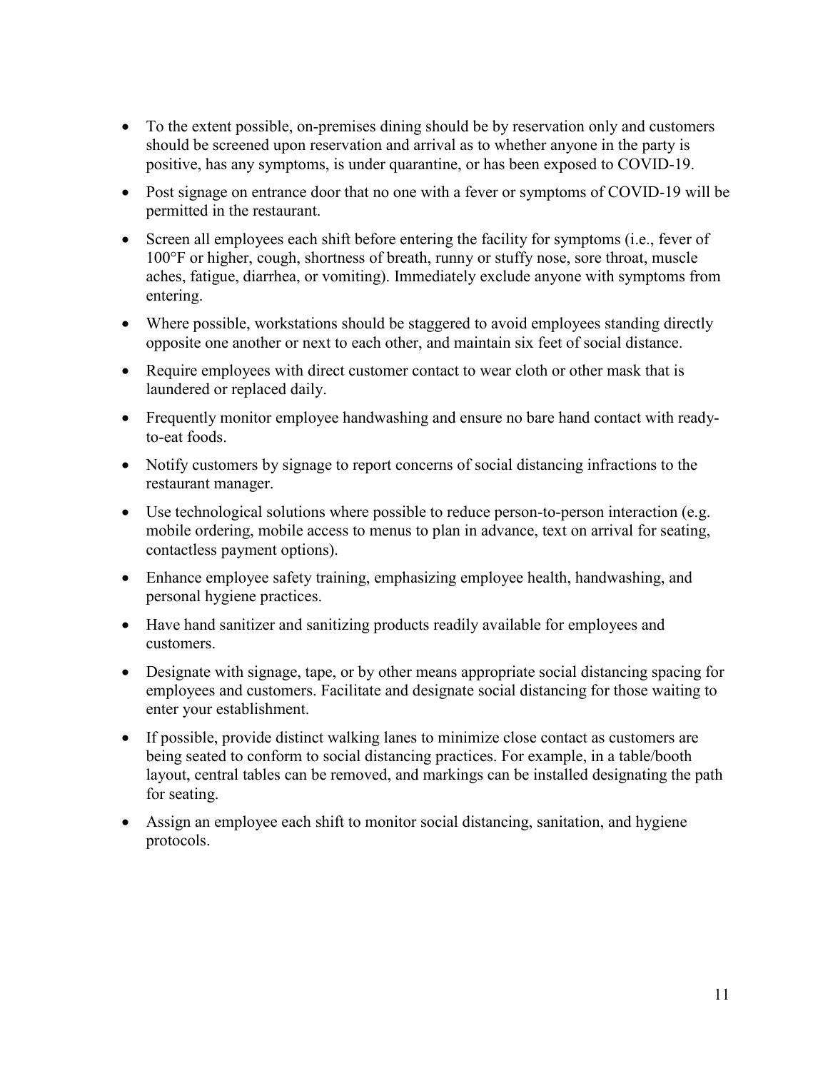- To the extent possible, on-premises dining should be by reservation only and customers should be screened upon reservation and arrival as to whether anyone in the party is positive, has any symptoms, is under quarantine, or has been exposed to COVID-19.
- Post signage on entrance door that no one with a fever or symptoms of COVID-19 will be permitted in the restaurant.
- Screen all employees each shift before entering the facility for symptoms (i.e., fever of 100°F or higher, cough, shortness of breath, runny or stuffy nose, sore throat, muscle aches, fatigue, diarrhea, or vomiting). Immediately exclude anyone with symptoms from entering.
- Where possible, workstations should be staggered to avoid employees standing directly opposite one another or next to each other, and maintain six feet of social distance.
- Require employees with direct customer contact to wear cloth or other mask that is laundered or replaced daily.
- Frequently monitor employee handwashing and ensure no bare hand contact with ready-to-eat foods.
- Notify customers by signage to report concerns of social distancing infractions to the restaurant manager.
- Use technological solutions where possible to reduce person-to-person interaction (e.g. mobile ordering, mobile access to menus to plan in advance, text on arrival for seating, contactless payment options).
- Enhance employee safety training, emphasizing employee health, handwashing, and personal hygiene practices.
- Have hand sanitizer and sanitizing products readily available for employees and customers.
- Designate with signage, tape, or by other means appropriate social distancing spacing for employees and customers. Facilitate and designate social distancing for those waiting to enter your establishment.
- If possible, provide distinct walking lanes to minimize close contact as customers are being seated to conform to social distancing practices. For example, in a table/booth layout, central tables can be removed, and markings can be installed designating the path for seating.
- Assign an employee each shift to monitor social distancing, sanitation, and hygiene protocols.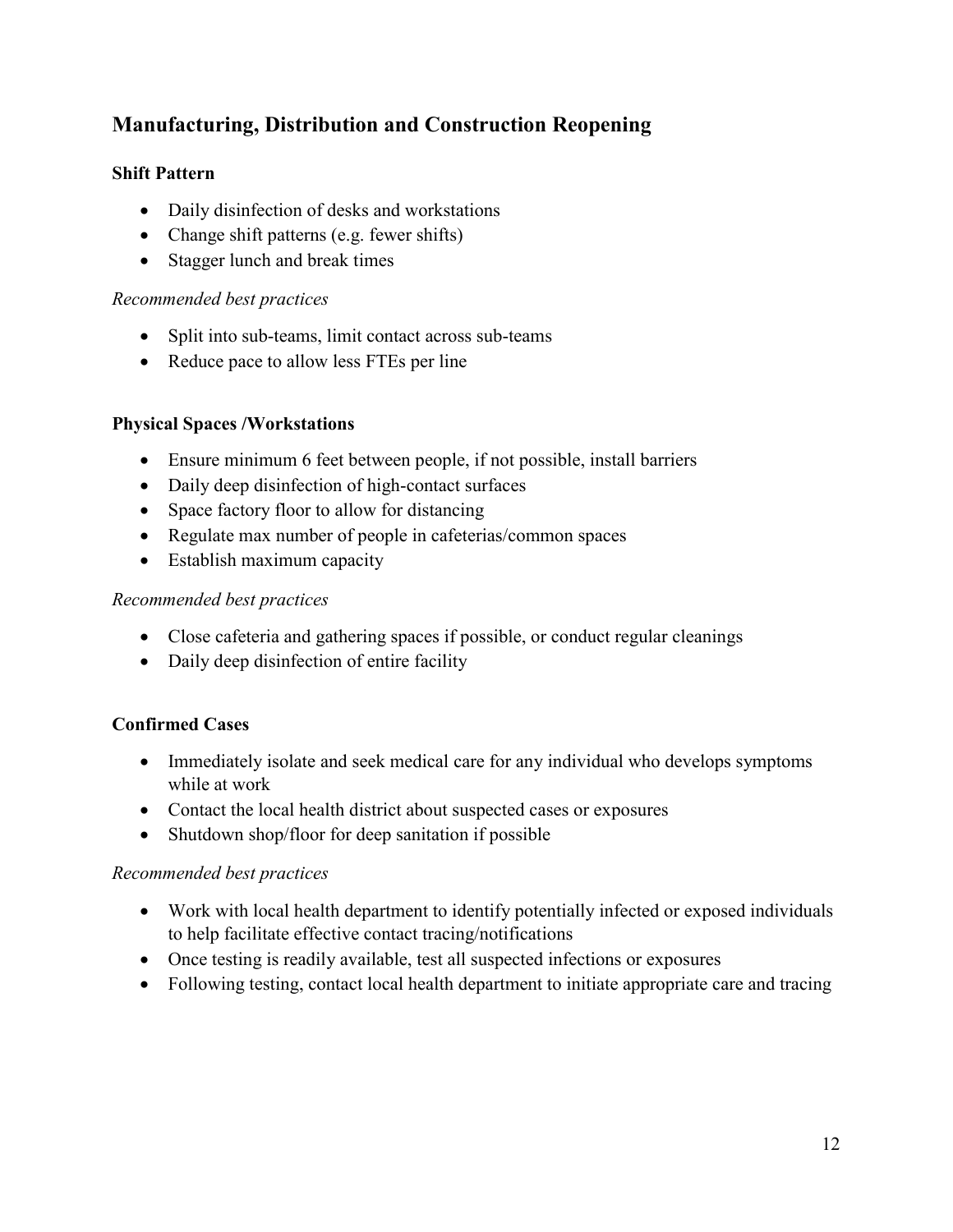## Manufacturing, Distribution and Construction Reopening

### Shift Pattern

- Daily disinfection of desks and workstations
- Change shift patterns (e.g. fewer shifts)
- Stagger lunch and break times

*Recommended best practices*

- Split into sub-teams, limit contact across sub-teams
- Reduce pace to allow less FTEs per line

### Physical Spaces /Workstations

- Ensure minimum 6 feet between people, if not possible, install barriers
- Daily deep disinfection of high-contact surfaces
- Space factory floor to allow for distancing
- Regulate max number of people in cafeterias/common spaces
- Establish maximum capacity

*Recommended best practices*

- Close cafeteria and gathering spaces if possible, or conduct regular cleanings
- Daily deep disinfection of entire facility

### Confirmed Cases

- Immediately isolate and seek medical care for any individual who develops symptoms while at work
- Contact the local health district about suspected cases or exposures
- Shutdown shop/floor for deep sanitation if possible

*Recommended best practices*

- Work with local health department to identify potentially infected or exposed individuals to help facilitate effective contact tracing/notifications
- Once testing is readily available, test all suspected infections or exposures
- Following testing, contact local health department to initiate appropriate care and tracing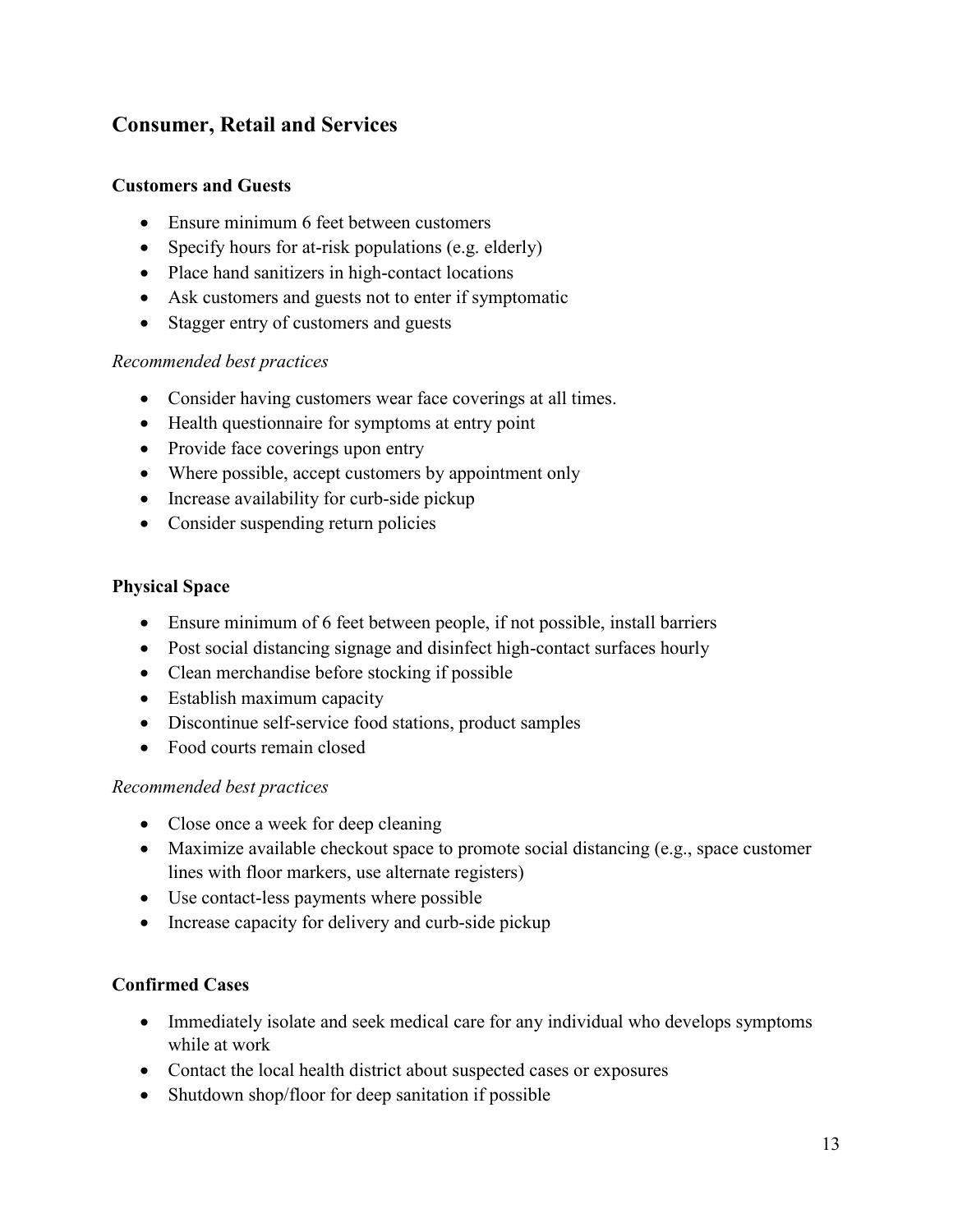## Consumer, Retail and Services

### Customers and Guests

- Ensure minimum 6 feet between customers
- Specify hours for at-risk populations (e.g. elderly)
- Place hand sanitizers in high-contact locations
- Ask customers and guests not to enter if symptomatic
- Stagger entry of customers and guests

*Recommended best practices*

- Consider having customers wear face coverings at all times.
- Health questionnaire for symptoms at entry point
- Provide face coverings upon entry
- Where possible, accept customers by appointment only
- Increase availability for curb-side pickup
- Consider suspending return policies

### Physical Space

- Ensure minimum of 6 feet between people, if not possible, install barriers
- Post social distancing signage and disinfect high-contact surfaces hourly
- Clean merchandise before stocking if possible
- Establish maximum capacity
- Discontinue self-service food stations, product samples
- Food courts remain closed

*Recommended best practices*

- Close once a week for deep cleaning
- Maximize available checkout space to promote social distancing (e.g., space customer lines with floor markers, use alternate registers)
- Use contact-less payments where possible
- Increase capacity for delivery and curb-side pickup

### Confirmed Cases

- Immediately isolate and seek medical care for any individual who develops symptoms while at work
- Contact the local health district about suspected cases or exposures
- Shutdown shop/floor for deep sanitation if possible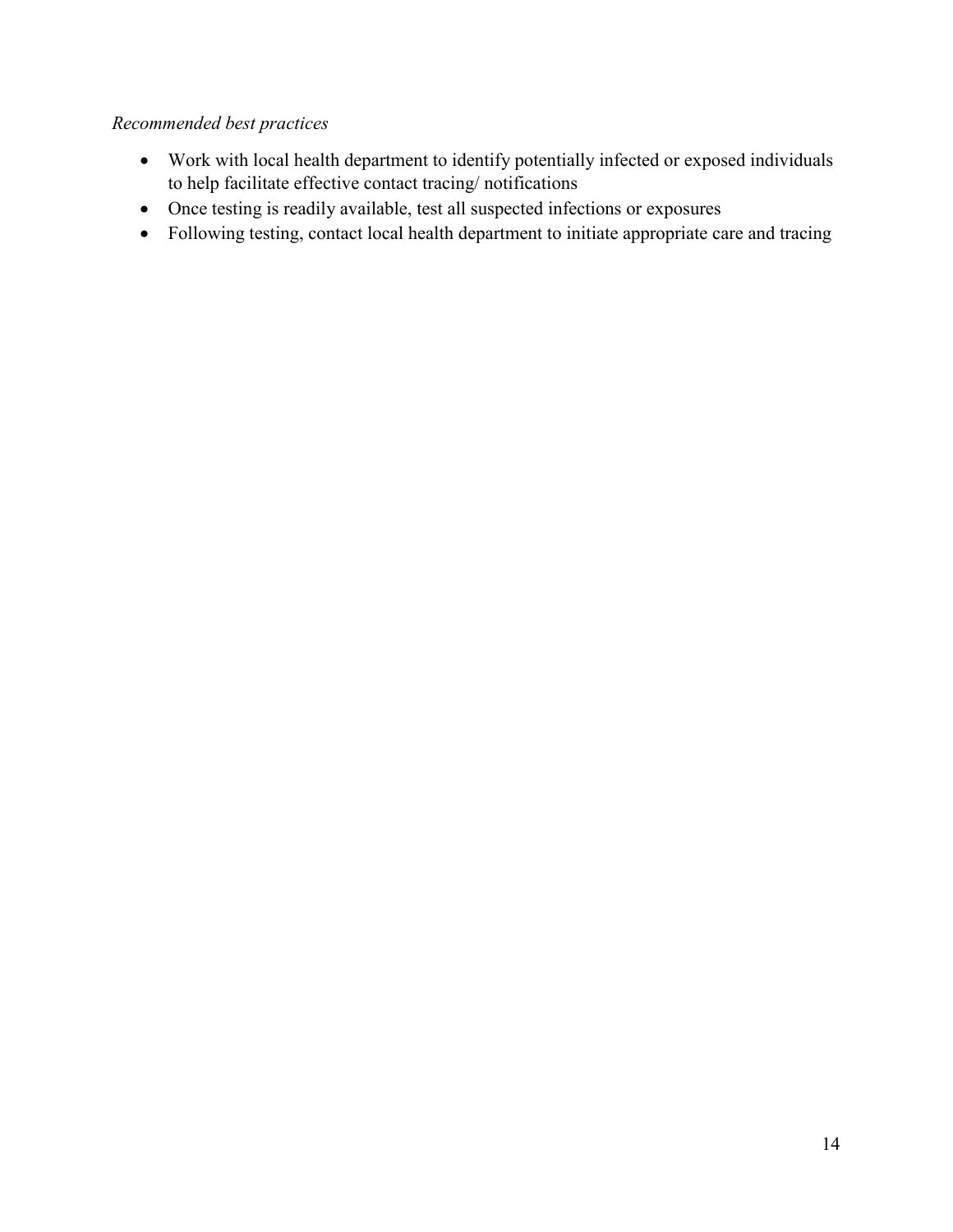*Recommended best practices*

- Work with local health department to identify potentially infected or exposed individuals to help facilitate effective contact tracing/ notifications
- Once testing is readily available, test all suspected infections or exposures
- Following testing, contact local health department to initiate appropriate care and tracing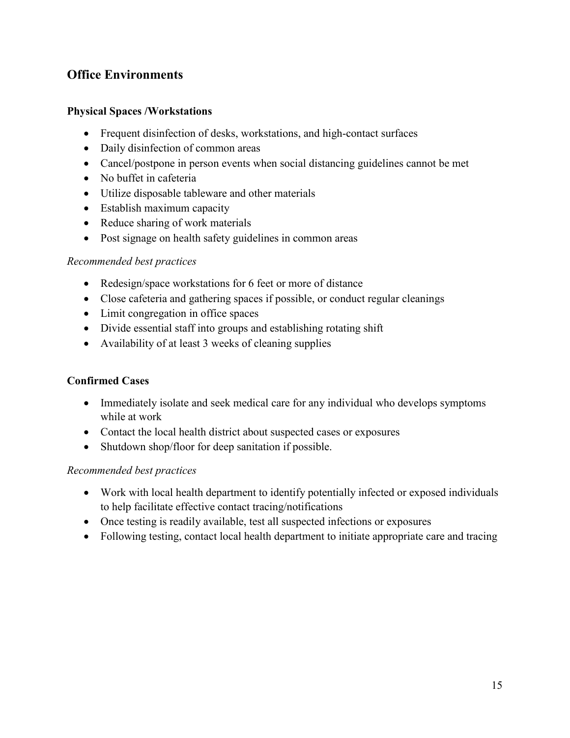## Office Environments

### Physical Spaces /Workstations

- Frequent disinfection of desks, workstations, and high-contact surfaces
- Daily disinfection of common areas
- Cancel/postpone in person events when social distancing guidelines cannot be met
- No buffet in cafeteria
- Utilize disposable tableware and other materials
- Establish maximum capacity
- Reduce sharing of work materials
- Post signage on health safety guidelines in common areas

*Recommended best practices*

- Redesign/space workstations for 6 feet or more of distance
- Close cafeteria and gathering spaces if possible, or conduct regular cleanings
- Limit congregation in office spaces
- Divide essential staff into groups and establishing rotating shift
- Availability of at least 3 weeks of cleaning supplies

### Confirmed Cases

- Immediately isolate and seek medical care for any individual who develops symptoms while at work
- Contact the local health district about suspected cases or exposures
- Shutdown shop/floor for deep sanitation if possible.

*Recommended best practices*

- Work with local health department to identify potentially infected or exposed individuals to help facilitate effective contact tracing/notifications
- Once testing is readily available, test all suspected infections or exposures
- Following testing, contact local health department to initiate appropriate care and tracing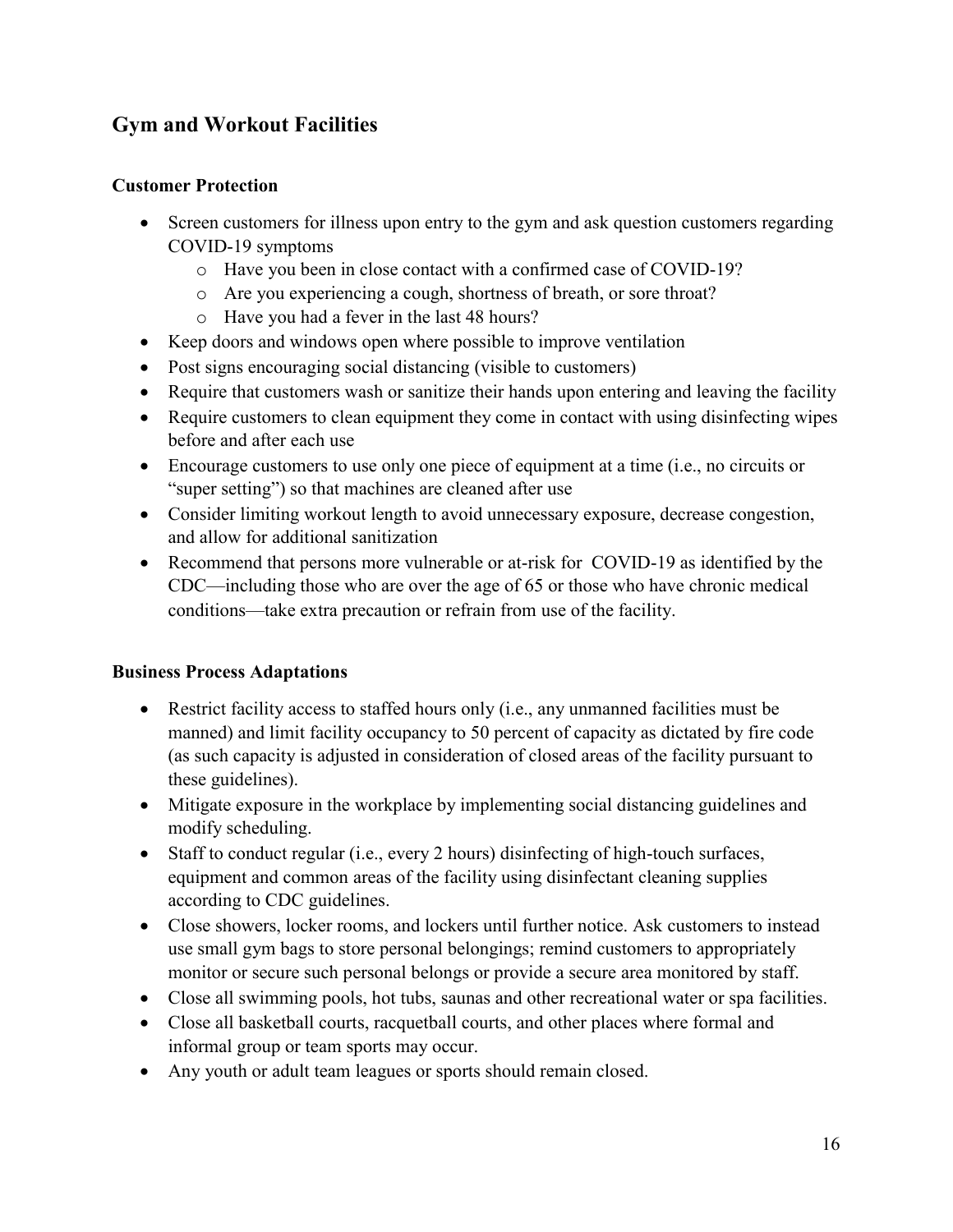## Gym and Workout Facilities

### Customer Protection

- Screen customers for illness upon entry to the gym and ask question customers regarding COVID-19 symptoms
  - Have you been in close contact with a confirmed case of COVID-19?
  - Are you experiencing a cough, shortness of breath, or sore throat?
  - Have you had a fever in the last 48 hours?
- Keep doors and windows open where possible to improve ventilation
- Post signs encouraging social distancing (visible to customers)
- Require that customers wash or sanitize their hands upon entering and leaving the facility
- Require customers to clean equipment they come in contact with using disinfecting wipes before and after each use
- Encourage customers to use only one piece of equipment at a time (i.e., no circuits or "super setting") so that machines are cleaned after use
- Consider limiting workout length to avoid unnecessary exposure, decrease congestion, and allow for additional sanitization
- Recommend that persons more vulnerable or at-risk for COVID-19 as identified by the CDC—including those who are over the age of 65 or those who have chronic medical conditions—take extra precaution or refrain from use of the facility.

### Business Process Adaptations

- Restrict facility access to staffed hours only (i.e., any unmanned facilities must be manned) and limit facility occupancy to 50 percent of capacity as dictated by fire code (as such capacity is adjusted in consideration of closed areas of the facility pursuant to these guidelines).
- Mitigate exposure in the workplace by implementing social distancing guidelines and modify scheduling.
- Staff to conduct regular (i.e., every 2 hours) disinfecting of high-touch surfaces, equipment and common areas of the facility using disinfectant cleaning supplies according to CDC guidelines.
- Close showers, locker rooms, and lockers until further notice. Ask customers to instead use small gym bags to store personal belongings; remind customers to appropriately monitor or secure such personal belongs or provide a secure area monitored by staff.
- Close all swimming pools, hot tubs, saunas and other recreational water or spa facilities.
- Close all basketball courts, racquetball courts, and other places where formal and informal group or team sports may occur.
- Any youth or adult team leagues or sports should remain closed.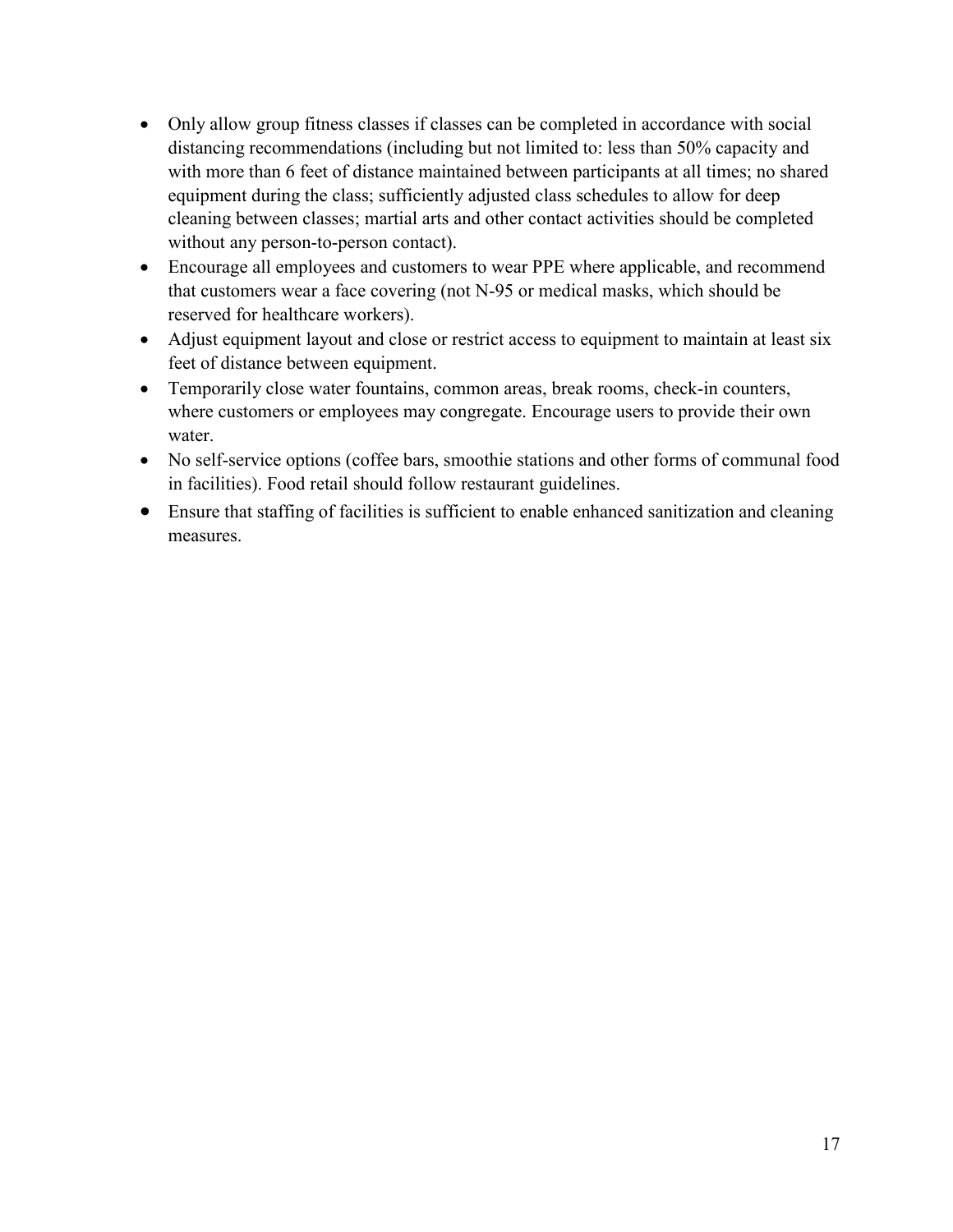- Only allow group fitness classes if classes can be completed in accordance with social distancing recommendations (including but not limited to: less than 50% capacity and with more than 6 feet of distance maintained between participants at all times; no shared equipment during the class; sufficiently adjusted class schedules to allow for deep cleaning between classes; martial arts and other contact activities should be completed without any person-to-person contact).
- Encourage all employees and customers to wear PPE where applicable, and recommend that customers wear a face covering (not N-95 or medical masks, which should be reserved for healthcare workers).
- Adjust equipment layout and close or restrict access to equipment to maintain at least six feet of distance between equipment.
- Temporarily close water fountains, common areas, break rooms, check-in counters, where customers or employees may congregate. Encourage users to provide their own water.
- No self-service options (coffee bars, smoothie stations and other forms of communal food in facilities). Food retail should follow restaurant guidelines.
- Ensure that staffing of facilities is sufficient to enable enhanced sanitization and cleaning measures.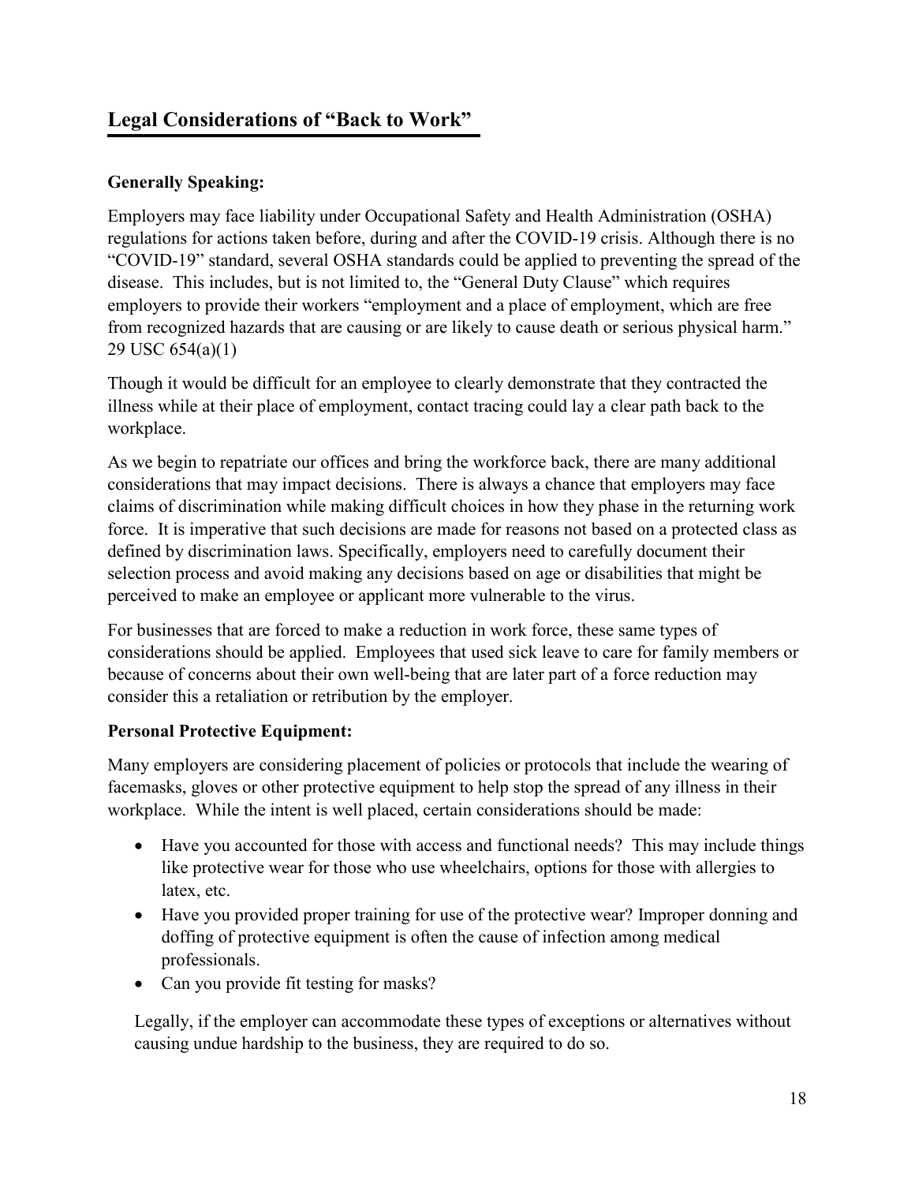## Legal Considerations of "Back to Work"

**Generally Speaking:**

Employers may face liability under Occupational Safety and Health Administration (OSHA) regulations for actions taken before, during and after the COVID-19 crisis. Although there is no "COVID-19" standard, several OSHA standards could be applied to preventing the spread of the disease. This includes, but is not limited to, the "General Duty Clause" which requires employers to provide their workers "employment and a place of employment, which are free from recognized hazards that are causing or are likely to cause death or serious physical harm." 29 USC 654(a)(1)

Though it would be difficult for an employee to clearly demonstrate that they contracted the illness while at their place of employment, contact tracing could lay a clear path back to the workplace.

As we begin to repatriate our offices and bring the workforce back, there are many additional considerations that may impact decisions. There is always a chance that employers may face claims of discrimination while making difficult choices in how they phase in the returning work force. It is imperative that such decisions are made for reasons not based on a protected class as defined by discrimination laws. Specifically, employers need to carefully document their selection process and avoid making any decisions based on age or disabilities that might be perceived to make an employee or applicant more vulnerable to the virus.

For businesses that are forced to make a reduction in work force, these same types of considerations should be applied. Employees that used sick leave to care for family members or because of concerns about their own well-being that are later part of a force reduction may consider this a retaliation or retribution by the employer.

**Personal Protective Equipment:**

Many employers are considering placement of policies or protocols that include the wearing of facemasks, gloves or other protective equipment to help stop the spread of any illness in their workplace. While the intent is well placed, certain considerations should be made:

- Have you accounted for those with access and functional needs? This may include things like protective wear for those who use wheelchairs, options for those with allergies to latex, etc.
- Have you provided proper training for use of the protective wear? Improper donning and doffing of protective equipment is often the cause of infection among medical professionals.
- Can you provide fit testing for masks?

Legally, if the employer can accommodate these types of exceptions or alternatives without causing undue hardship to the business, they are required to do so.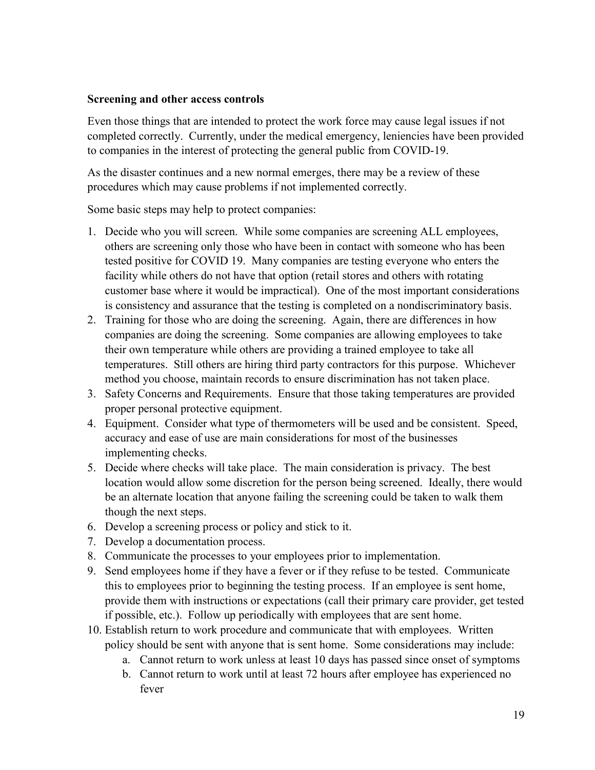**Screening and other access controls**

Even those things that are intended to protect the work force may cause legal issues if not completed correctly. Currently, under the medical emergency, leniencies have been provided to companies in the interest of protecting the general public from COVID-19.

As the disaster continues and a new normal emerges, there may be a review of these procedures which may cause problems if not implemented correctly.

Some basic steps may help to protect companies:

1. Decide who you will screen. While some companies are screening ALL employees, others are screening only those who have been in contact with someone who has been tested positive for COVID 19. Many companies are testing everyone who enters the facility while others do not have that option (retail stores and others with rotating customer base where it would be impractical). One of the most important considerations is consistency and assurance that the testing is completed on a nondiscriminatory basis.
2. Training for those who are doing the screening. Again, there are differences in how companies are doing the screening. Some companies are allowing employees to take their own temperature while others are providing a trained employee to take all temperatures. Still others are hiring third party contractors for this purpose. Whichever method you choose, maintain records to ensure discrimination has not taken place.
3. Safety Concerns and Requirements. Ensure that those taking temperatures are provided proper personal protective equipment.
4. Equipment. Consider what type of thermometers will be used and be consistent. Speed, accuracy and ease of use are main considerations for most of the businesses implementing checks.
5. Decide where checks will take place. The main consideration is privacy. The best location would allow some discretion for the person being screened. Ideally, there would be an alternate location that anyone failing the screening could be taken to walk them though the next steps.
6. Develop a screening process or policy and stick to it.
7. Develop a documentation process.
8. Communicate the processes to your employees prior to implementation.
9. Send employees home if they have a fever or if they refuse to be tested. Communicate this to employees prior to beginning the testing process. If an employee is sent home, provide them with instructions or expectations (call their primary care provider, get tested if possible, etc.). Follow up periodically with employees that are sent home.
10. Establish return to work procedure and communicate that with employees. Written policy should be sent with anyone that is sent home. Some considerations may include:
    a. Cannot return to work unless at least 10 days has passed since onset of symptoms
    b. Cannot return to work until at least 72 hours after employee has experienced no fever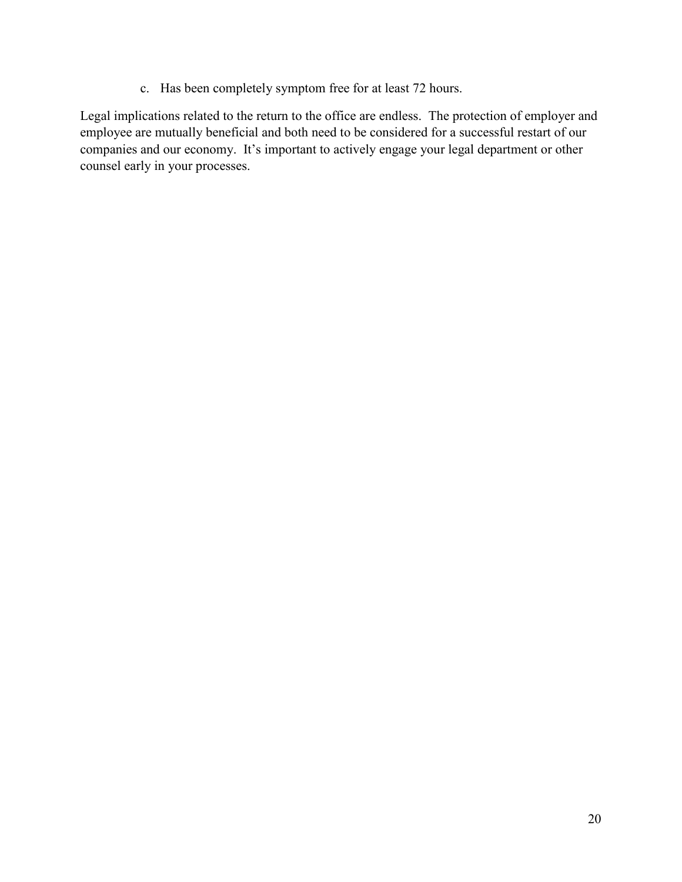c. Has been completely symptom free for at least 72 hours.

Legal implications related to the return to the office are endless. The protection of employer and employee are mutually beneficial and both need to be considered for a successful restart of our companies and our economy. It's important to actively engage your legal department or other counsel early in your processes.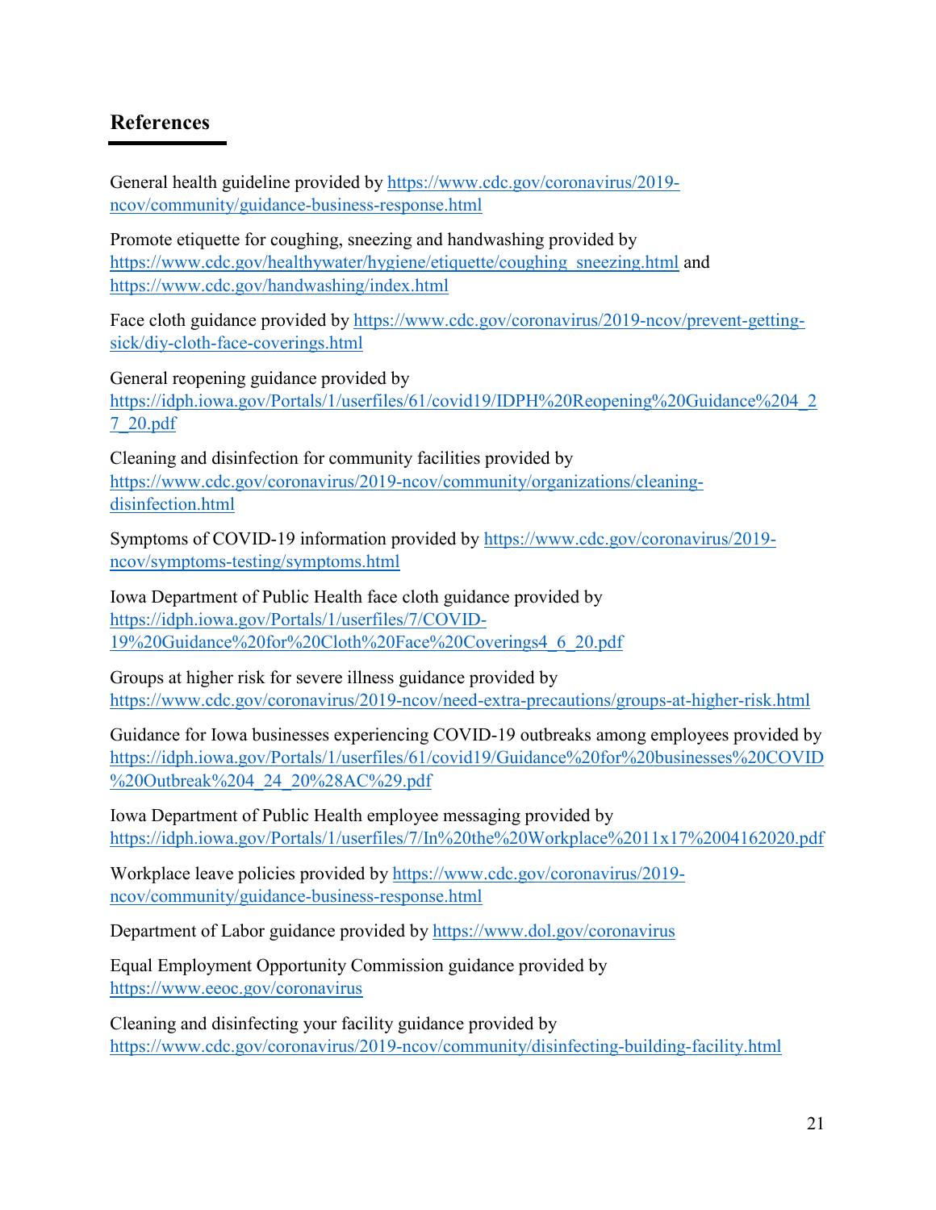## References

General health guideline provided by https://www.cdc.gov/coronavirus/2019-ncov/community/guidance-business-response.html

Promote etiquette for coughing, sneezing and handwashing provided by https://www.cdc.gov/healthywater/hygiene/etiquette/coughing_sneezing.html and https://www.cdc.gov/handwashing/index.html

Face cloth guidance provided by https://www.cdc.gov/coronavirus/2019-ncov/prevent-getting-sick/diy-cloth-face-coverings.html

General reopening guidance provided by https://idph.iowa.gov/Portals/1/userfiles/61/covid19/IDPH%20Reopening%20Guidance%204_27_20.pdf

Cleaning and disinfection for community facilities provided by https://www.cdc.gov/coronavirus/2019-ncov/community/organizations/cleaning-disinfection.html

Symptoms of COVID-19 information provided by https://www.cdc.gov/coronavirus/2019-ncov/symptoms-testing/symptoms.html

Iowa Department of Public Health face cloth guidance provided by https://idph.iowa.gov/Portals/1/userfiles/7/COVID-19%20Guidance%20for%20Cloth%20Face%20Coverings4_6_20.pdf

Groups at higher risk for severe illness guidance provided by https://www.cdc.gov/coronavirus/2019-ncov/need-extra-precautions/groups-at-higher-risk.html

Guidance for Iowa businesses experiencing COVID-19 outbreaks among employees provided by https://idph.iowa.gov/Portals/1/userfiles/61/covid19/Guidance%20for%20businesses%20COVID%20Outbreak%204_24_20%28AC%29.pdf

Iowa Department of Public Health employee messaging provided by https://idph.iowa.gov/Portals/1/userfiles/7/In%20the%20Workplace%2011x17%2004162020.pdf

Workplace leave policies provided by https://www.cdc.gov/coronavirus/2019-ncov/community/guidance-business-response.html

Department of Labor guidance provided by https://www.dol.gov/coronavirus

Equal Employment Opportunity Commission guidance provided by https://www.eeoc.gov/coronavirus

Cleaning and disinfecting your facility guidance provided by https://www.cdc.gov/coronavirus/2019-ncov/community/disinfecting-building-facility.html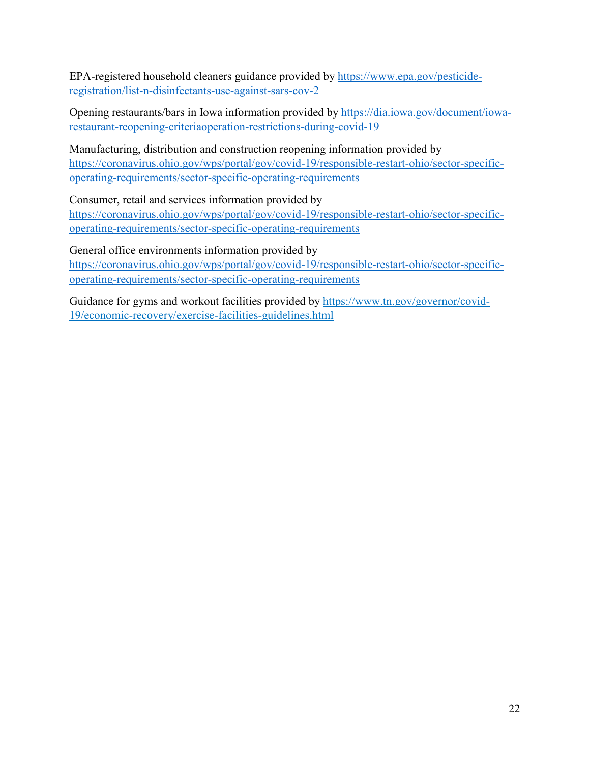EPA-registered household cleaners guidance provided by https://www.epa.gov/pesticide-registration/list-n-disinfectants-use-against-sars-cov-2

Opening restaurants/bars in Iowa information provided by https://dia.iowa.gov/document/iowa-restaurant-reopening-criteriaoperation-restrictions-during-covid-19

Manufacturing, distribution and construction reopening information provided by https://coronavirus.ohio.gov/wps/portal/gov/covid-19/responsible-restart-ohio/sector-specific-operating-requirements/sector-specific-operating-requirements

Consumer, retail and services information provided by https://coronavirus.ohio.gov/wps/portal/gov/covid-19/responsible-restart-ohio/sector-specific-operating-requirements/sector-specific-operating-requirements

General office environments information provided by https://coronavirus.ohio.gov/wps/portal/gov/covid-19/responsible-restart-ohio/sector-specific-operating-requirements/sector-specific-operating-requirements

Guidance for gyms and workout facilities provided by https://www.tn.gov/governor/covid-19/economic-recovery/exercise-facilities-guidelines.html